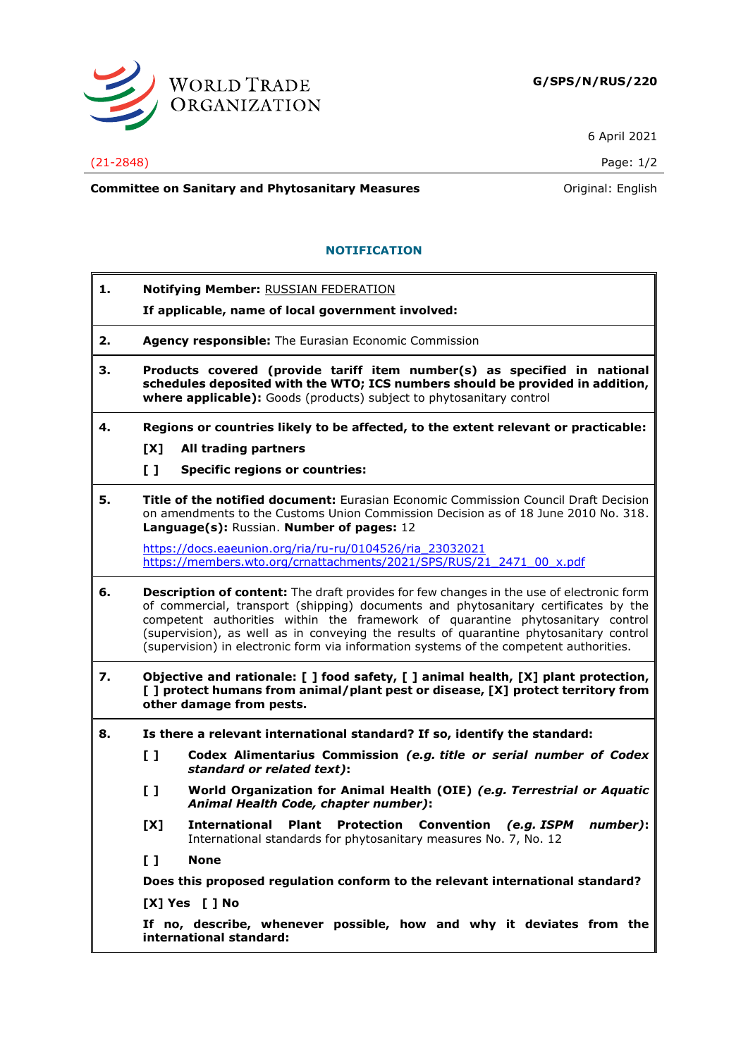WORLD TRADE ORGANIZATION

**G/SPS/N/RUS/220**

6 April 2021

(21-2848)

**Committee on Sanitary and Phytosanitary Measures**

Original: English

## NOTIFICATION

**1. Notifying Member:** RUSSIAN FEDERATION

**If applicable, name of local government involved:**

**2. Agency responsible:** The Eurasian Economic Commission

**3. Products covered (provide tariff item number(s) as specified in national schedules deposited with the WTO; ICS numbers should be provided in addition, where applicable):** Goods (products) subject to phytosanitary control

**4. Regions or countries likely to be affected, to the extent relevant or practicable:**

[X] **All trading partners**

[ ] **Specific regions or countries:**

**5. Title of the notified document:** Eurasian Economic Commission Council Draft Decision on amendments to the Customs Union Commission Decision as of 18 June 2010 No. 318. **Language(s):** Russian. **Number of pages:** 12

https://docs.eaeunion.org/ria/ru-ru/0104526/ria_23032021
https://members.wto.org/crnattachments/2021/SPS/RUS/21_2471_00_x.pdf

**6. Description of content:** The draft provides for few changes in the use of electronic form of commercial, transport (shipping) documents and phytosanitary certificates by the competent authorities within the framework of quarantine phytosanitary control (supervision), as well as in conveying the results of quarantine phytosanitary control (supervision) in electronic form via information systems of the competent authorities.

**7. Objective and rationale: [ ] food safety, [ ] animal health, [X] plant protection, [ ] protect humans from animal/plant pest or disease, [X] protect territory from other damage from pests.**

**8. Is there a relevant international standard? If so, identify the standard:**

[ ] **Codex Alimentarius Commission** ***(e.g. title or serial number of Codex standard or related text)*****:**

[ ] **World Organization for Animal Health (OIE)** ***(e.g. Terrestrial or Aquatic Animal Health Code, chapter number)*****:**

[X] **International Plant Protection Convention** ***(e.g. ISPM number)*****:** International standards for phytosanitary measures No. 7, No. 12

[ ] **None**

**Does this proposed regulation conform to the relevant international standard?**

**[X] Yes [ ] No**

**If no, describe, whenever possible, how and why it deviates from the international standard:**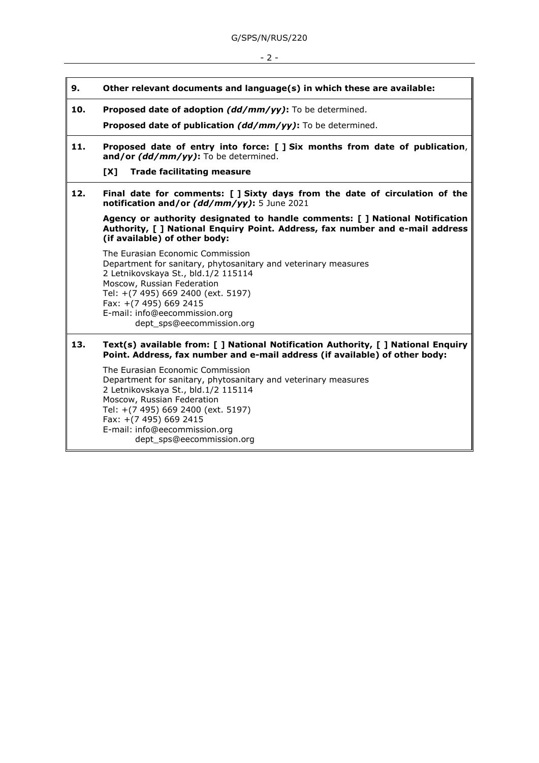**9. Other relevant documents and language(s) in which these are available:**

**10. Proposed date of adoption *(dd/mm/yy)*:** To be determined.

**Proposed date of publication *(dd/mm/yy)*:** To be determined.

**11. Proposed date of entry into force: [ ] Six months from date of publication, and/or *(dd/mm/yy)*:** To be determined.

**[X] Trade facilitating measure**

**12. Final date for comments: [ ] Sixty days from the date of circulation of the notification and/or *(dd/mm/yy)*:** 5 June 2021

**Agency or authority designated to handle comments: [ ] National Notification Authority, [ ] National Enquiry Point. Address, fax number and e-mail address (if available) of other body:**

The Eurasian Economic Commission
Department for sanitary, phytosanitary and veterinary measures
2 Letnikovskaya St., bld.1/2 115114
Moscow, Russian Federation
Tel: +(7 495) 669 2400 (ext. 5197)
Fax: +(7 495) 669 2415
E-mail: info@eecommission.org
dept_sps@eecommission.org

**13. Text(s) available from: [ ] National Notification Authority, [ ] National Enquiry Point. Address, fax number and e-mail address (if available) of other body:**

The Eurasian Economic Commission
Department for sanitary, phytosanitary and veterinary measures
2 Letnikovskaya St., bld.1/2 115114
Moscow, Russian Federation
Tel: +(7 495) 669 2400 (ext. 5197)
Fax: +(7 495) 669 2415
E-mail: info@eecommission.org
dept_sps@eecommission.org